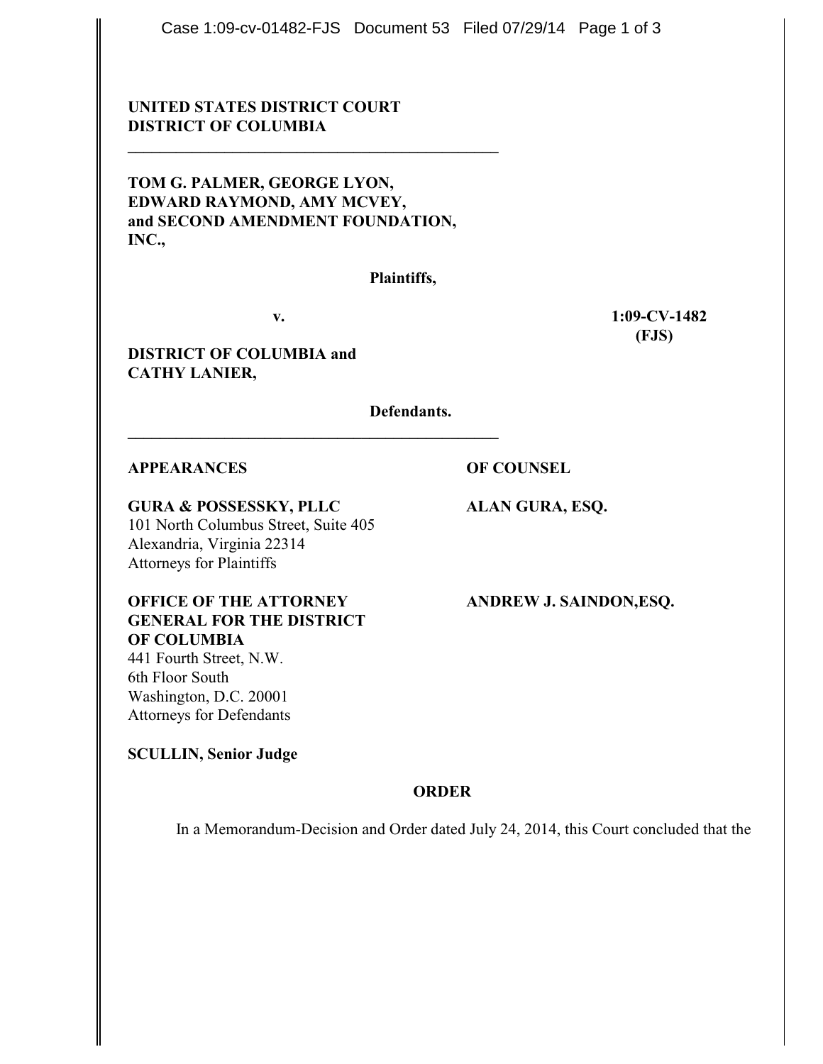**UNITED STATES DISTRICT COURT**
**DISTRICT OF COLUMBIA**

---

**TOM G. PALMER, GEORGE LYON, EDWARD RAYMOND, AMY MCVEY, and SECOND AMENDMENT FOUNDATION, INC.,**

**Plaintiffs,**

**v.** **1:09-CV-1482 (FJS)**

**DISTRICT OF COLUMBIA and CATHY LANIER,**

**Defendants.**

---

| **APPEARANCES** | **OF COUNSEL** |
| --- | --- |
| **GURA & POSSESSKY, PLLC**<br>101 North Columbus Street, Suite 405<br>Alexandria, Virginia 22314<br>Attorneys for Plaintiffs | **ALAN GURA, ESQ.** |
| **OFFICE OF THE ATTORNEY GENERAL FOR THE DISTRICT OF COLUMBIA**<br>441 Fourth Street, N.W.<br>6th Floor South<br>Washington, D.C. 20001<br>Attorneys for Defendants | **ANDREW J. SAINDON,ESQ.** |

**SCULLIN, Senior Judge**

## ORDER

In a Memorandum-Decision and Order dated July 24, 2014, this Court concluded that the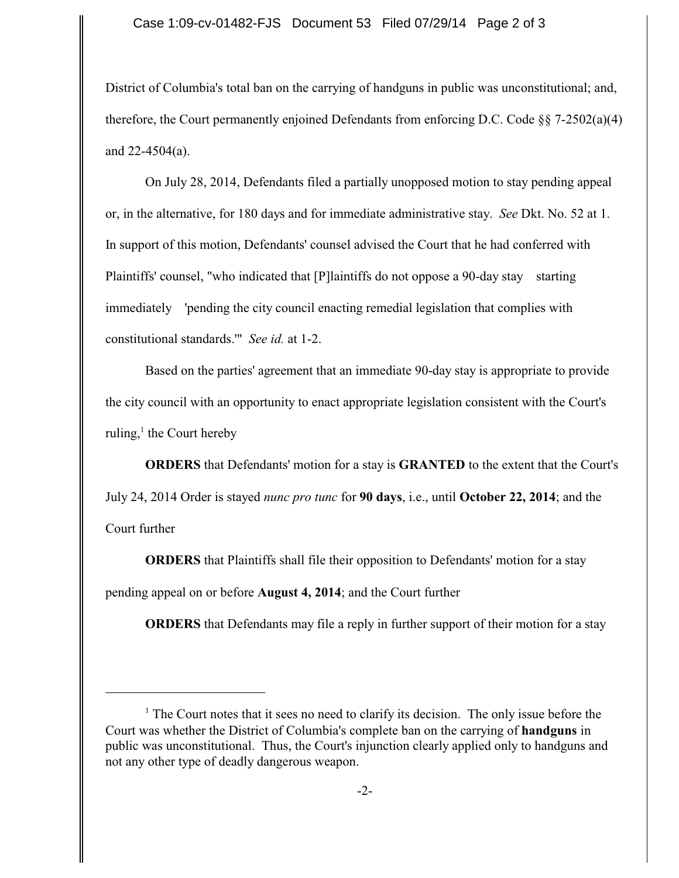District of Columbia's total ban on the carrying of handguns in public was unconstitutional; and, therefore, the Court permanently enjoined Defendants from enforcing D.C. Code §§ 7-2502(a)(4) and 22-4504(a).

On July 28, 2014, Defendants filed a partially unopposed motion to stay pending appeal or, in the alternative, for 180 days and for immediate administrative stay. *See* Dkt. No. 52 at 1. In support of this motion, Defendants' counsel advised the Court that he had conferred with Plaintiffs' counsel, "who indicated that [P]laintiffs do not oppose a 90-day stay starting immediately 'pending the city council enacting remedial legislation that complies with constitutional standards.'" *See id.* at 1-2.

Based on the parties' agreement that an immediate 90-day stay is appropriate to provide the city council with an opportunity to enact appropriate legislation consistent with the Court's ruling,[1] the Court hereby

**ORDERS** that Defendants' motion for a stay is **GRANTED** to the extent that the Court's July 24, 2014 Order is stayed *nunc pro tunc* for **90 days**, i.e., until **October 22, 2014**; and the Court further

**ORDERS** that Plaintiffs shall file their opposition to Defendants' motion for a stay pending appeal on or before **August 4, 2014**; and the Court further

**ORDERS** that Defendants may file a reply in further support of their motion for a stay

[1] The Court notes that it sees no need to clarify its decision. The only issue before the Court was whether the District of Columbia's complete ban on the carrying of **handguns** in public was unconstitutional. Thus, the Court's injunction clearly applied only to handguns and not any other type of deadly dangerous weapon.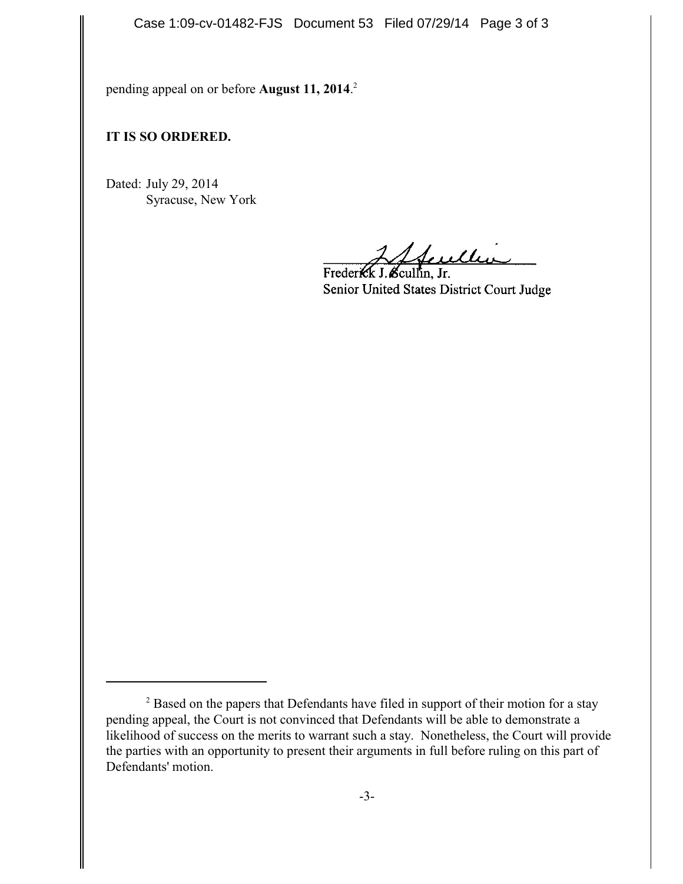pending appeal on or before **August 11, 2014**.[2]

**IT IS SO ORDERED.**

Dated: July 29, 2014
Syracuse, New York

Frederick J. Scullin, Jr.
Senior United States District Court Judge

---

[2] Based on the papers that Defendants have filed in support of their motion for a stay pending appeal, the Court is not convinced that Defendants will be able to demonstrate a likelihood of success on the merits to warrant such a stay. Nonetheless, the Court will provide the parties with an opportunity to present their arguments in full before ruling on this part of Defendants' motion.